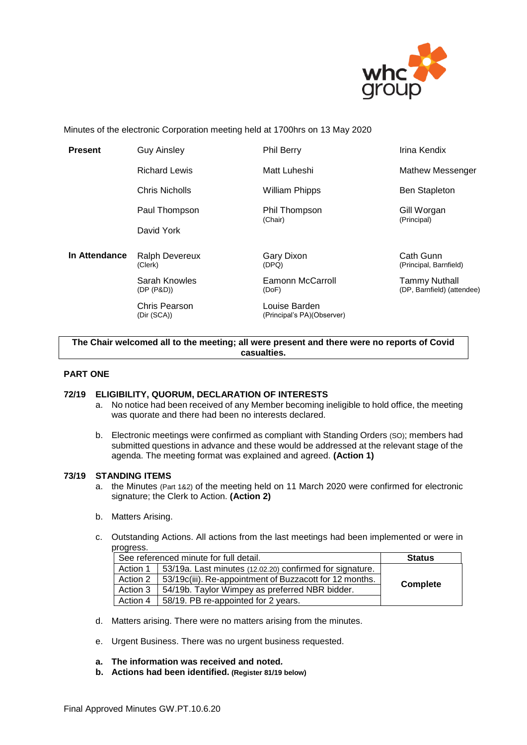Minutes of the electronic Corporation meeting held at 1700hrs on 13 May 2020

| **Present** | Guy Ainsley | Phil Berry | Irina Kendix |
|---|---|---|---|
| | Richard Lewis | Matt Luheshi | Mathew Messenger |
| | Chris Nicholls | William Phipps | Ben Stapleton |
| | Paul Thompson | Phil Thompson (Chair) | Gill Worgan (Principal) |
| | David York | | |
| **In Attendance** | Ralph Devereux (Clerk) | Gary Dixon (DPQ) | Cath Gunn (Principal, Barnfield) |
| | Sarah Knowles (DP (P&D)) | Eamonn McCarroll (DoF) | Tammy Nuthall (DP, Barnfield) (attendee) |
| | Chris Pearson (Dir (SCA)) | Louise Barden (Principal's PA)(Observer) | |

**The Chair welcomed all to the meeting; all were present and there were no reports of Covid casualties.**

**PART ONE**

**72/19 ELIGIBILITY, QUORUM, DECLARATION OF INTERESTS**

a. No notice had been received of any Member becoming ineligible to hold office, the meeting was quorate and there had been no interests declared.

b. Electronic meetings were confirmed as compliant with Standing Orders (SO); members had submitted questions in advance and these would be addressed at the relevant stage of the agenda. The meeting format was explained and agreed. **(Action 1)**

**73/19 STANDING ITEMS**

a. the Minutes (Part 1&2) of the meeting held on 11 March 2020 were confirmed for electronic signature; the Clerk to Action. **(Action 2)**

b. Matters Arising.

c. Outstanding Actions. All actions from the last meetings had been implemented or were in progress.

| See referenced minute for full detail. | | **Status** |
|---|---|---|
| Action 1 | 53/19a. Last minutes (12.02.20) confirmed for signature. | **Complete** |
| Action 2 | 53/19c(iii). Re-appointment of Buzzacott for 12 months. | |
| Action 3 | 54/19b. Taylor Wimpey as preferred NBR bidder. | |
| Action 4 | 58/19. PB re-appointed for 2 years. | |

d. Matters arising. There were no matters arising from the minutes.

e. Urgent Business. There was no urgent business requested.

**a. The information was received and noted.**
**b. Actions had been identified. (Register 81/19 below)**

Final Approved Minutes GW.PT.10.6.20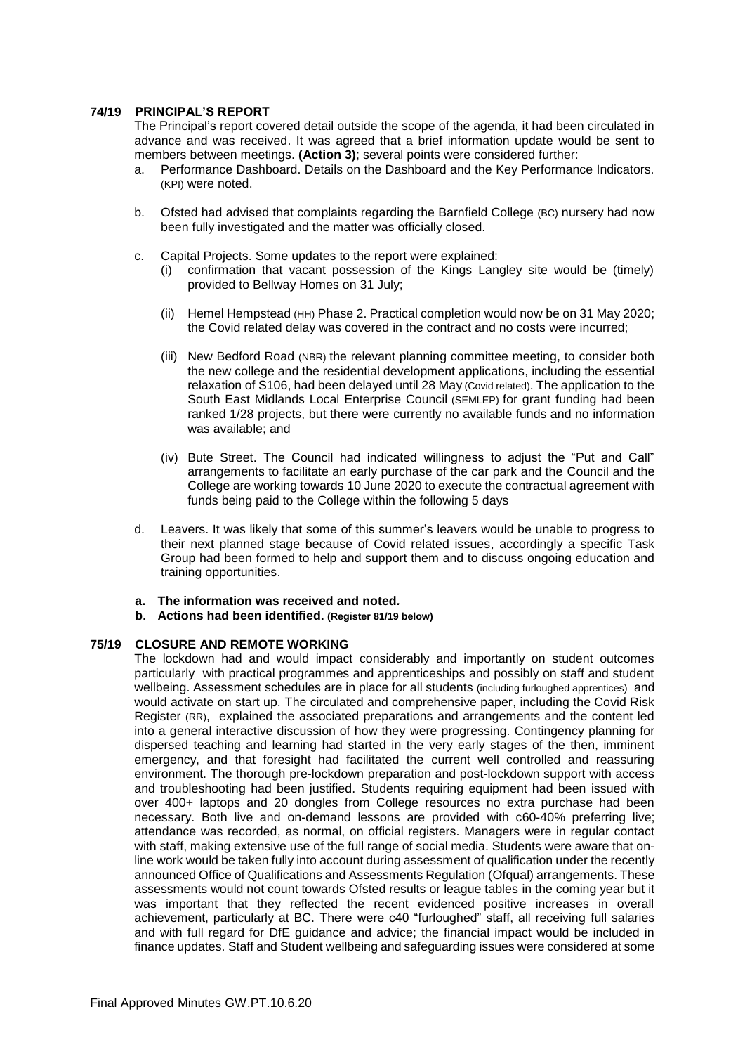### 74/19 PRINCIPAL'S REPORT

The Principal's report covered detail outside the scope of the agenda, it had been circulated in advance and was received. It was agreed that a brief information update would be sent to members between meetings. **(Action 3)**; several points were considered further:

a. Performance Dashboard. Details on the Dashboard and the Key Performance Indicators. (KPI) were noted.

b. Ofsted had advised that complaints regarding the Barnfield College (BC) nursery had now been fully investigated and the matter was officially closed.

c. Capital Projects. Some updates to the report were explained:
   (i) confirmation that vacant possession of the Kings Langley site would be (timely) provided to Bellway Homes on 31 July;

   (ii) Hemel Hempstead (HH) Phase 2. Practical completion would now be on 31 May 2020; the Covid related delay was covered in the contract and no costs were incurred;

   (iii) New Bedford Road (NBR) the relevant planning committee meeting, to consider both the new college and the residential development applications, including the essential relaxation of S106, had been delayed until 28 May (Covid related). The application to the South East Midlands Local Enterprise Council (SEMLEP) for grant funding had been ranked 1/28 projects, but there were currently no available funds and no information was available; and

   (iv) Bute Street. The Council had indicated willingness to adjust the "Put and Call" arrangements to facilitate an early purchase of the car park and the Council and the College are working towards 10 June 2020 to execute the contractual agreement with funds being paid to the College within the following 5 days

d. Leavers. It was likely that some of this summer's leavers would be unable to progress to their next planned stage because of Covid related issues, accordingly a specific Task Group had been formed to help and support them and to discuss ongoing education and training opportunities.

**a. The information was received and noted.**
**b. Actions had been identified. (Register 81/19 below)**

### 75/19 CLOSURE AND REMOTE WORKING

The lockdown had and would impact considerably and importantly on student outcomes particularly with practical programmes and apprenticeships and possibly on staff and student wellbeing. Assessment schedules are in place for all students (including furloughed apprentices) and would activate on start up. The circulated and comprehensive paper, including the Covid Risk Register (RR), explained the associated preparations and arrangements and the content led into a general interactive discussion of how they were progressing. Contingency planning for dispersed teaching and learning had started in the very early stages of the then, imminent emergency, and that foresight had facilitated the current well controlled and reassuring environment. The thorough pre-lockdown preparation and post-lockdown support with access and troubleshooting had been justified. Students requiring equipment had been issued with over 400+ laptops and 20 dongles from College resources no extra purchase had been necessary. Both live and on-demand lessons are provided with c60-40% preferring live; attendance was recorded, as normal, on official registers. Managers were in regular contact with staff, making extensive use of the full range of social media. Students were aware that on-line work would be taken fully into account during assessment of qualification under the recently announced Office of Qualifications and Assessments Regulation (Ofqual) arrangements. These assessments would not count towards Ofsted results or league tables in the coming year but it was important that they reflected the recent evidenced positive increases in overall achievement, particularly at BC. There were c40 "furloughed" staff, all receiving full salaries and with full regard for DfE guidance and advice; the financial impact would be included in finance updates. Staff and Student wellbeing and safeguarding issues were considered at some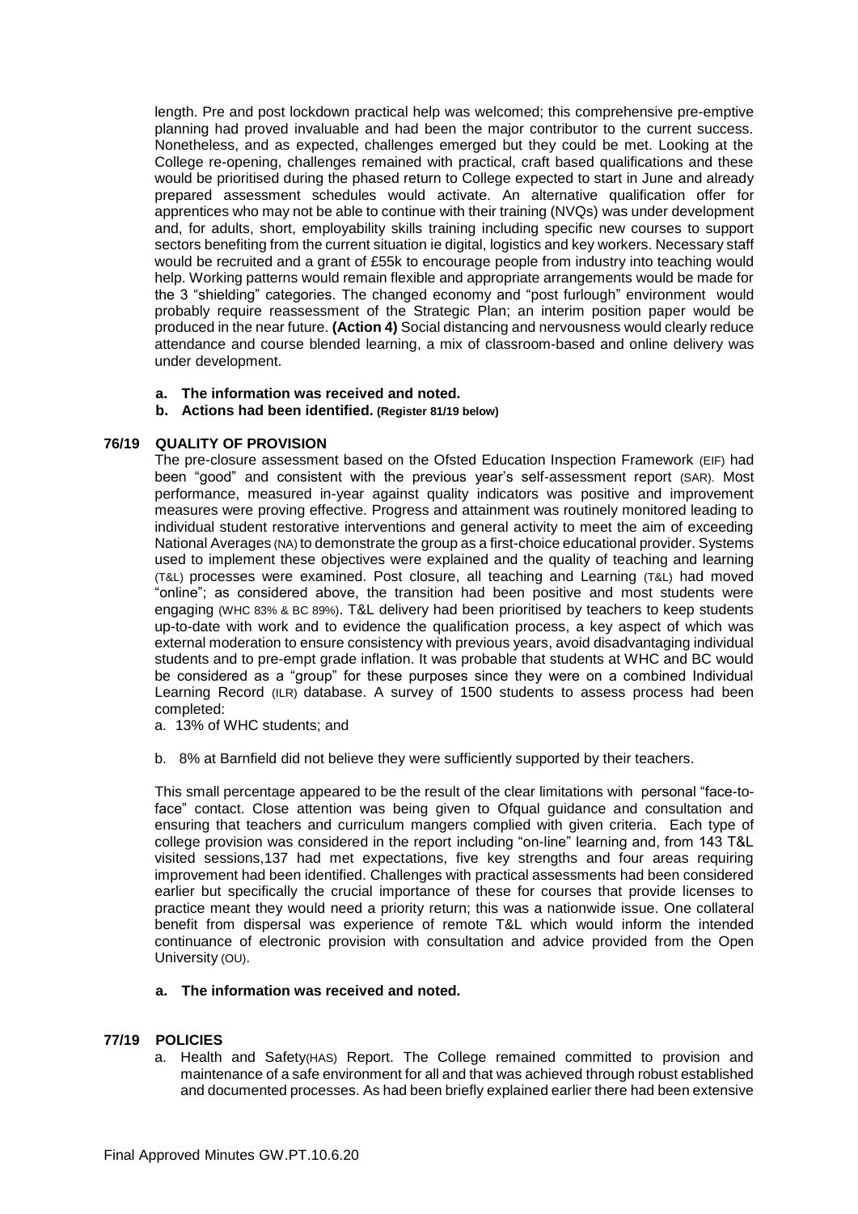length. Pre and post lockdown practical help was welcomed; this comprehensive pre-emptive planning had proved invaluable and had been the major contributor to the current success. Nonetheless, and as expected, challenges emerged but they could be met. Looking at the College re-opening, challenges remained with practical, craft based qualifications and these would be prioritised during the phased return to College expected to start in June and already prepared assessment schedules would activate. An alternative qualification offer for apprentices who may not be able to continue with their training (NVQs) was under development and, for adults, short, employability skills training including specific new courses to support sectors benefiting from the current situation ie digital, logistics and key workers. Necessary staff would be recruited and a grant of £55k to encourage people from industry into teaching would help. Working patterns would remain flexible and appropriate arrangements would be made for the 3 "shielding" categories. The changed economy and "post furlough" environment would probably require reassessment of the Strategic Plan; an interim position paper would be produced in the near future. **(Action 4)** Social distancing and nervousness would clearly reduce attendance and course blended learning, a mix of classroom-based and online delivery was under development.

**a. The information was received and noted.**

**b. Actions had been identified.** **(Register 81/19 below)**

## 76/19 QUALITY OF PROVISION

The pre-closure assessment based on the Ofsted Education Inspection Framework (EIF) had been "good" and consistent with the previous year's self-assessment report (SAR). Most performance, measured in-year against quality indicators was positive and improvement measures were proving effective. Progress and attainment was routinely monitored leading to individual student restorative interventions and general activity to meet the aim of exceeding National Averages (NA) to demonstrate the group as a first-choice educational provider. Systems used to implement these objectives were explained and the quality of teaching and learning (T&L) processes were examined. Post closure, all teaching and Learning (T&L) had moved "online"; as considered above, the transition had been positive and most students were engaging (WHC 83% & BC 89%). T&L delivery had been prioritised by teachers to keep students up-to-date with work and to evidence the qualification process, a key aspect of which was external moderation to ensure consistency with previous years, avoid disadvantaging individual students and to pre-empt grade inflation. It was probable that students at WHC and BC would be considered as a "group" for these purposes since they were on a combined Individual Learning Record (ILR) database. A survey of 1500 students to assess process had been completed:

a. 13% of WHC students; and

b. 8% at Barnfield did not believe they were sufficiently supported by their teachers.

This small percentage appeared to be the result of the clear limitations with personal "face-to-face" contact. Close attention was being given to Ofqual guidance and consultation and ensuring that teachers and curriculum mangers complied with given criteria. Each type of college provision was considered in the report including "on-line" learning and, from 143 T&L visited sessions,137 had met expectations, five key strengths and four areas requiring improvement had been identified. Challenges with practical assessments had been considered earlier but specifically the crucial importance of these for courses that provide licenses to practice meant they would need a priority return; this was a nationwide issue. One collateral benefit from dispersal was experience of remote T&L which would inform the intended continuance of electronic provision with consultation and advice provided from the Open University (OU).

**a. The information was received and noted.**

## 77/19 POLICIES

a. Health and Safety(HAS) Report. The College remained committed to provision and maintenance of a safe environment for all and that was achieved through robust established and documented processes. As had been briefly explained earlier there had been extensive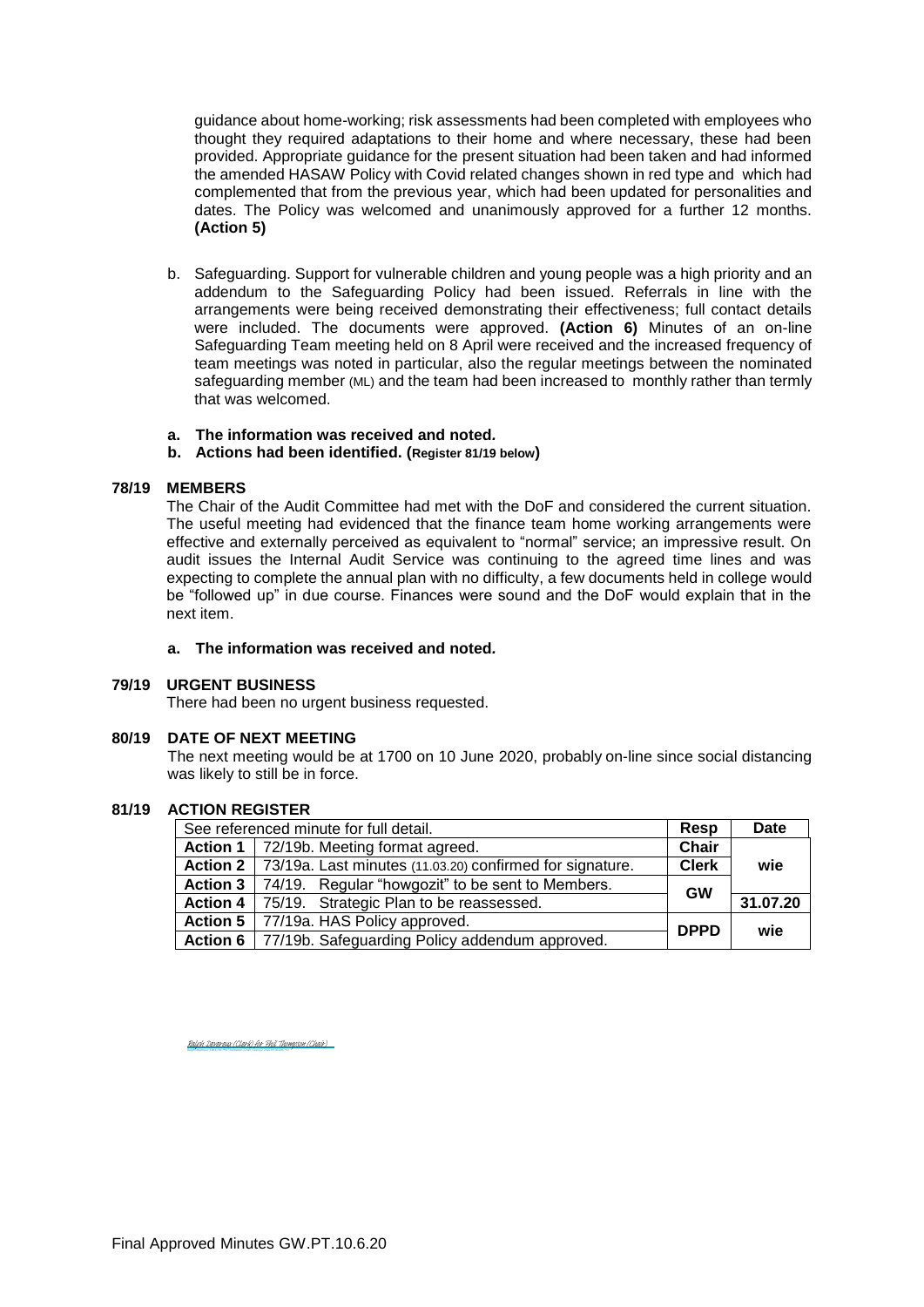guidance about home-working; risk assessments had been completed with employees who thought they required adaptations to their home and where necessary, these had been provided. Appropriate guidance for the present situation had been taken and had informed the amended HASAW Policy with Covid related changes shown in red type and which had complemented that from the previous year, which had been updated for personalities and dates. The Policy was welcomed and unanimously approved for a further 12 months. **(Action 5)**

b. Safeguarding. Support for vulnerable children and young people was a high priority and an addendum to the Safeguarding Policy had been issued. Referrals in line with the arrangements were being received demonstrating their effectiveness; full contact details were included. The documents were approved. **(Action 6)** Minutes of an on-line Safeguarding Team meeting held on 8 April were received and the increased frequency of team meetings was noted in particular, also the regular meetings between the nominated safeguarding member (ML) and the team had been increased to monthly rather than termly that was welcomed.

**a. The information was received and noted.**
**b. Actions had been identified. (Register 81/19 below)**

## 78/19 MEMBERS

The Chair of the Audit Committee had met with the DoF and considered the current situation. The useful meeting had evidenced that the finance team home working arrangements were effective and externally perceived as equivalent to "normal" service; an impressive result. On audit issues the Internal Audit Service was continuing to the agreed time lines and was expecting to complete the annual plan with no difficulty, a few documents held in college would be "followed up" in due course. Finances were sound and the DoF would explain that in the next item.

**a. The information was received and noted.**

## 79/19 URGENT BUSINESS

There had been no urgent business requested.

## 80/19 DATE OF NEXT MEETING

The next meeting would be at 1700 on 10 June 2020, probably on-line since social distancing was likely to still be in force.

## 81/19 ACTION REGISTER

| See referenced minute for full detail. | | Resp | Date |
|---|---|---|---|
| **Action 1** | 72/19b. Meeting format agreed. | **Chair** | **wie** |
| **Action 2** | 73/19a. Last minutes (11.03.20) confirmed for signature. | **Clerk** | |
| **Action 3** | 74/19. Regular "howgozit" to be sent to Members. | **GW** | |
| **Action 4** | 75/19. Strategic Plan to be reassessed. | | **31.07.20** |
| **Action 5** | 77/19a. HAS Policy approved. | **DPPD** | **wie** |
| **Action 6** | 77/19b. Safeguarding Policy addendum approved. | | |

Ralph Devereux (Clerk) for Phil Thompson (Chair)

Final Approved Minutes GW.PT.10.6.20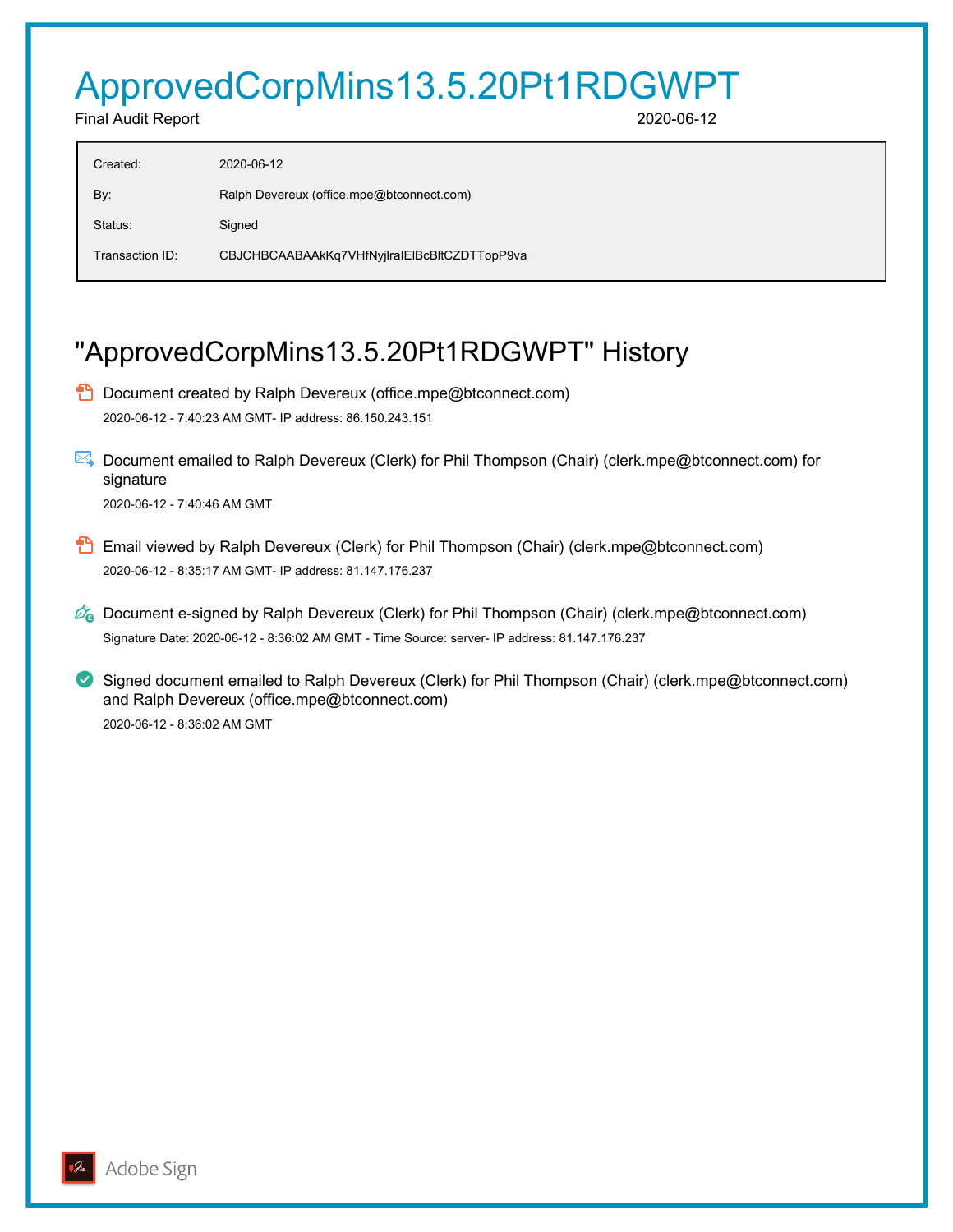# ApprovedCorpMins13.5.20Pt1RDGWPT

Final Audit Report 2020-06-12

| | |
|---|---|
| Created: | 2020-06-12 |
| By: | Ralph Devereux (office.mpe@btconnect.com) |
| Status: | Signed |
| Transaction ID: | CBJCHBCAABAAkKq7VHfNyjlraIElBcBltCZDTTopP9va |

## "ApprovedCorpMins13.5.20Pt1RDGWPT" History

- Document created by Ralph Devereux (office.mpe@btconnect.com)
  2020-06-12 - 7:40:23 AM GMT- IP address: 86.150.243.151

- Document emailed to Ralph Devereux (Clerk) for Phil Thompson (Chair) (clerk.mpe@btconnect.com) for signature
  2020-06-12 - 7:40:46 AM GMT

- Email viewed by Ralph Devereux (Clerk) for Phil Thompson (Chair) (clerk.mpe@btconnect.com)
  2020-06-12 - 8:35:17 AM GMT- IP address: 81.147.176.237

- Document e-signed by Ralph Devereux (Clerk) for Phil Thompson (Chair) (clerk.mpe@btconnect.com)
  Signature Date: 2020-06-12 - 8:36:02 AM GMT - Time Source: server- IP address: 81.147.176.237

- Signed document emailed to Ralph Devereux (Clerk) for Phil Thompson (Chair) (clerk.mpe@btconnect.com) and Ralph Devereux (office.mpe@btconnect.com)
  2020-06-12 - 8:36:02 AM GMT

Adobe Sign